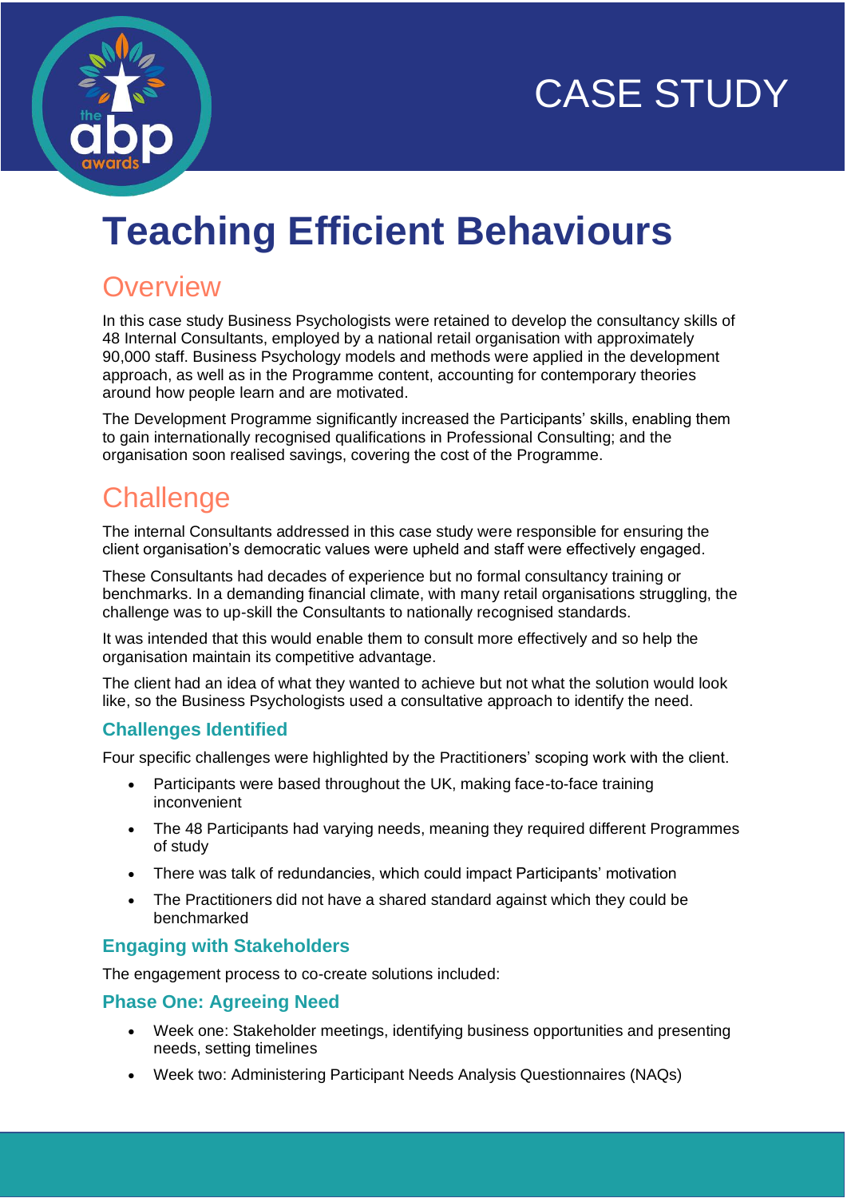CASE STUDY

# Teaching Efficient Behaviours

## Overview

In this case study Business Psychologists were retained to develop the consultancy skills of 48 Internal Consultants, employed by a national retail organisation with approximately 90,000 staff. Business Psychology models and methods were applied in the development approach, as well as in the Programme content, accounting for contemporary theories around how people learn and are motivated.

The Development Programme significantly increased the Participants' skills, enabling them to gain internationally recognised qualifications in Professional Consulting; and the organisation soon realised savings, covering the cost of the Programme.

## Challenge

The internal Consultants addressed in this case study were responsible for ensuring the client organisation's democratic values were upheld and staff were effectively engaged.

These Consultants had decades of experience but no formal consultancy training or benchmarks. In a demanding financial climate, with many retail organisations struggling, the challenge was to up-skill the Consultants to nationally recognised standards.

It was intended that this would enable them to consult more effectively and so help the organisation maintain its competitive advantage.

The client had an idea of what they wanted to achieve but not what the solution would look like, so the Business Psychologists used a consultative approach to identify the need.

### Challenges Identified

Four specific challenges were highlighted by the Practitioners' scoping work with the client.

- Participants were based throughout the UK, making face-to-face training inconvenient
- The 48 Participants had varying needs, meaning they required different Programmes of study
- There was talk of redundancies, which could impact Participants' motivation
- The Practitioners did not have a shared standard against which they could be benchmarked

### Engaging with Stakeholders

The engagement process to co-create solutions included:

### Phase One: Agreeing Need

- Week one: Stakeholder meetings, identifying business opportunities and presenting needs, setting timelines
- Week two: Administering Participant Needs Analysis Questionnaires (NAQs)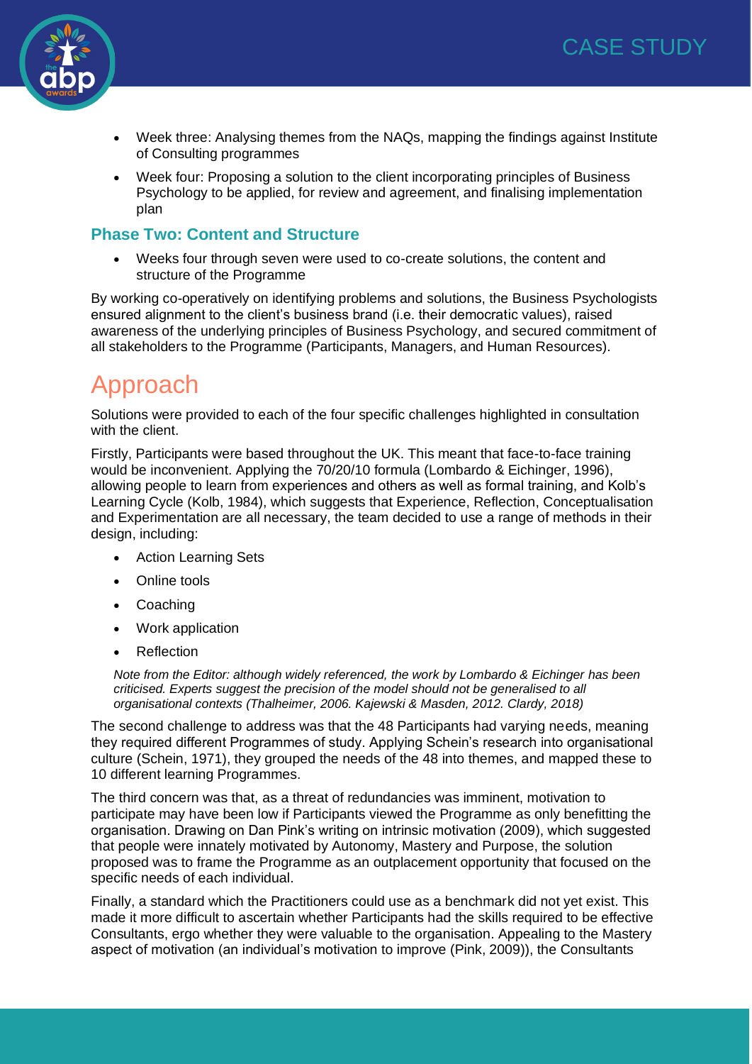- Week three: Analysing themes from the NAQs, mapping the findings against Institute of Consulting programmes
- Week four: Proposing a solution to the client incorporating principles of Business Psychology to be applied, for review and agreement, and finalising implementation plan

### Phase Two: Content and Structure

- Weeks four through seven were used to co-create solutions, the content and structure of the Programme

By working co-operatively on identifying problems and solutions, the Business Psychologists ensured alignment to the client's business brand (i.e. their democratic values), raised awareness of the underlying principles of Business Psychology, and secured commitment of all stakeholders to the Programme (Participants, Managers, and Human Resources).

## Approach

Solutions were provided to each of the four specific challenges highlighted in consultation with the client.

Firstly, Participants were based throughout the UK. This meant that face-to-face training would be inconvenient. Applying the 70/20/10 formula (Lombardo & Eichinger, 1996), allowing people to learn from experiences and others as well as formal training, and Kolb's Learning Cycle (Kolb, 1984), which suggests that Experience, Reflection, Conceptualisation and Experimentation are all necessary, the team decided to use a range of methods in their design, including:

- Action Learning Sets
- Online tools
- Coaching
- Work application
- Reflection

*Note from the Editor: although widely referenced, the work by Lombardo & Eichinger has been criticised. Experts suggest the precision of the model should not be generalised to all organisational contexts (Thalheimer, 2006. Kajewski & Masden, 2012. Clardy, 2018)*

The second challenge to address was that the 48 Participants had varying needs, meaning they required different Programmes of study. Applying Schein's research into organisational culture (Schein, 1971), they grouped the needs of the 48 into themes, and mapped these to 10 different learning Programmes.

The third concern was that, as a threat of redundancies was imminent, motivation to participate may have been low if Participants viewed the Programme as only benefitting the organisation. Drawing on Dan Pink's writing on intrinsic motivation (2009), which suggested that people were innately motivated by Autonomy, Mastery and Purpose, the solution proposed was to frame the Programme as an outplacement opportunity that focused on the specific needs of each individual.

Finally, a standard which the Practitioners could use as a benchmark did not yet exist. This made it more difficult to ascertain whether Participants had the skills required to be effective Consultants, ergo whether they were valuable to the organisation. Appealing to the Mastery aspect of motivation (an individual's motivation to improve (Pink, 2009)), the Consultants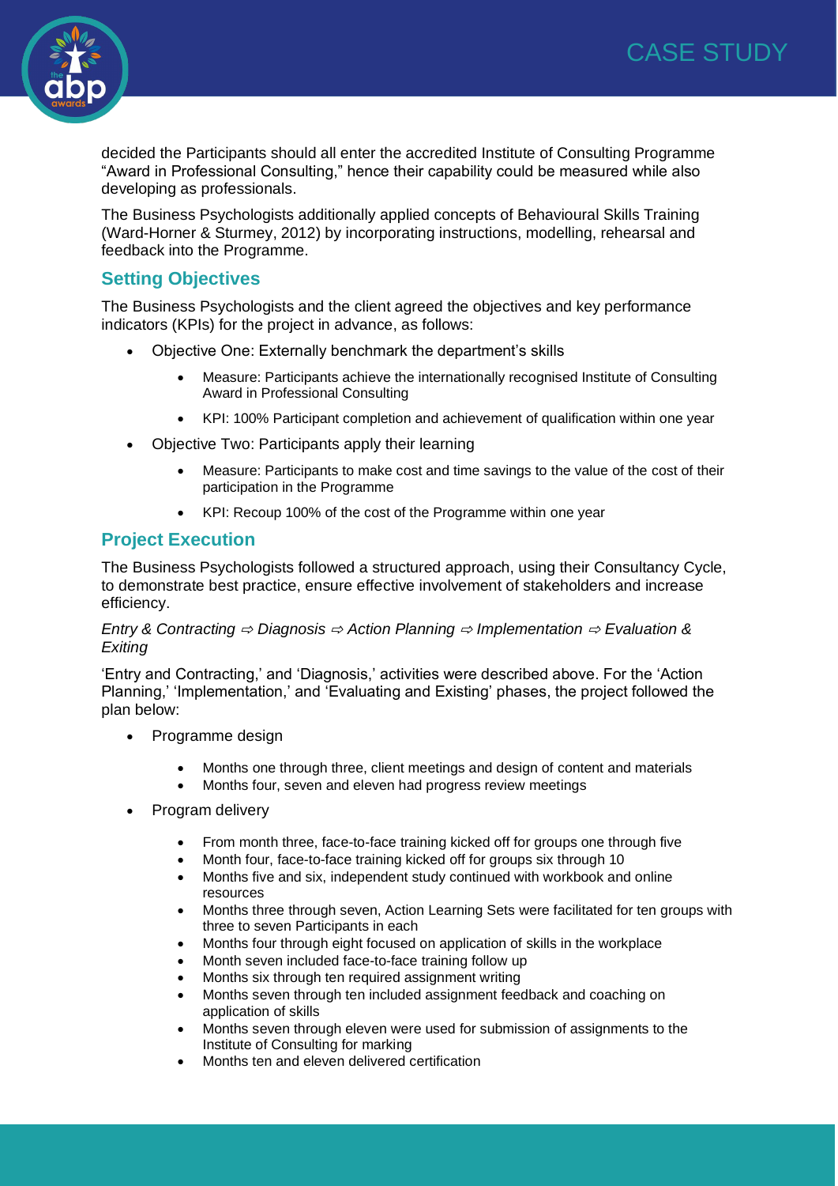decided the Participants should all enter the accredited Institute of Consulting Programme "Award in Professional Consulting," hence their capability could be measured while also developing as professionals.

The Business Psychologists additionally applied concepts of Behavioural Skills Training (Ward-Horner & Sturmey, 2012) by incorporating instructions, modelling, rehearsal and feedback into the Programme.

## Setting Objectives

The Business Psychologists and the client agreed the objectives and key performance indicators (KPIs) for the project in advance, as follows:

- Objective One: Externally benchmark the department's skills
  - Measure: Participants achieve the internationally recognised Institute of Consulting Award in Professional Consulting
  - KPI: 100% Participant completion and achievement of qualification within one year
- Objective Two: Participants apply their learning
  - Measure: Participants to make cost and time savings to the value of the cost of their participation in the Programme
  - KPI: Recoup 100% of the cost of the Programme within one year

## Project Execution

The Business Psychologists followed a structured approach, using their Consultancy Cycle, to demonstrate best practice, ensure effective involvement of stakeholders and increase efficiency.

*Entry & Contracting ⇨ Diagnosis ⇨ Action Planning ⇨ Implementation ⇨ Evaluation & Exiting*

'Entry and Contracting,' and 'Diagnosis,' activities were described above. For the 'Action Planning,' 'Implementation,' and 'Evaluating and Existing' phases, the project followed the plan below:

- Programme design
  - Months one through three, client meetings and design of content and materials
  - Months four, seven and eleven had progress review meetings
- Program delivery
  - From month three, face-to-face training kicked off for groups one through five
  - Month four, face-to-face training kicked off for groups six through 10
  - Months five and six, independent study continued with workbook and online resources
  - Months three through seven, Action Learning Sets were facilitated for ten groups with three to seven Participants in each
  - Months four through eight focused on application of skills in the workplace
  - Month seven included face-to-face training follow up
  - Months six through ten required assignment writing
  - Months seven through ten included assignment feedback and coaching on application of skills
  - Months seven through eleven were used for submission of assignments to the Institute of Consulting for marking
  - Months ten and eleven delivered certification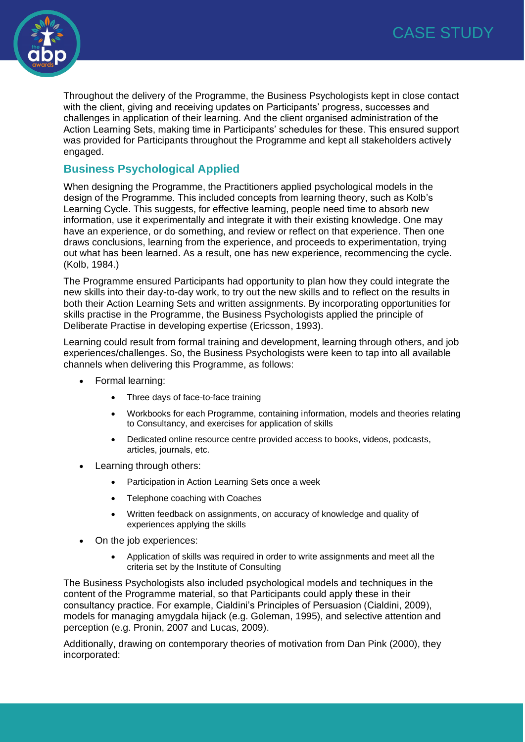Throughout the delivery of the Programme, the Business Psychologists kept in close contact with the client, giving and receiving updates on Participants' progress, successes and challenges in application of their learning. And the client organised administration of the Action Learning Sets, making time in Participants' schedules for these. This ensured support was provided for Participants throughout the Programme and kept all stakeholders actively engaged.

## Business Psychological Applied

When designing the Programme, the Practitioners applied psychological models in the design of the Programme. This included concepts from learning theory, such as Kolb's Learning Cycle. This suggests, for effective learning, people need time to absorb new information, use it experimentally and integrate it with their existing knowledge. One may have an experience, or do something, and review or reflect on that experience. Then one draws conclusions, learning from the experience, and proceeds to experimentation, trying out what has been learned. As a result, one has new experience, recommencing the cycle. (Kolb, 1984.)

The Programme ensured Participants had opportunity to plan how they could integrate the new skills into their day-to-day work, to try out the new skills and to reflect on the results in both their Action Learning Sets and written assignments. By incorporating opportunities for skills practise in the Programme, the Business Psychologists applied the principle of Deliberate Practise in developing expertise (Ericsson, 1993).

Learning could result from formal training and development, learning through others, and job experiences/challenges. So, the Business Psychologists were keen to tap into all available channels when delivering this Programme, as follows:

- Formal learning:
  - Three days of face-to-face training
  - Workbooks for each Programme, containing information, models and theories relating to Consultancy, and exercises for application of skills
  - Dedicated online resource centre provided access to books, videos, podcasts, articles, journals, etc.
- Learning through others:
  - Participation in Action Learning Sets once a week
  - Telephone coaching with Coaches
  - Written feedback on assignments, on accuracy of knowledge and quality of experiences applying the skills
- On the job experiences:
  - Application of skills was required in order to write assignments and meet all the criteria set by the Institute of Consulting

The Business Psychologists also included psychological models and techniques in the content of the Programme material, so that Participants could apply these in their consultancy practice. For example, Cialdini's Principles of Persuasion (Cialdini, 2009), models for managing amygdala hijack (e.g. Goleman, 1995), and selective attention and perception (e.g. Pronin, 2007 and Lucas, 2009).

Additionally, drawing on contemporary theories of motivation from Dan Pink (2000), they incorporated: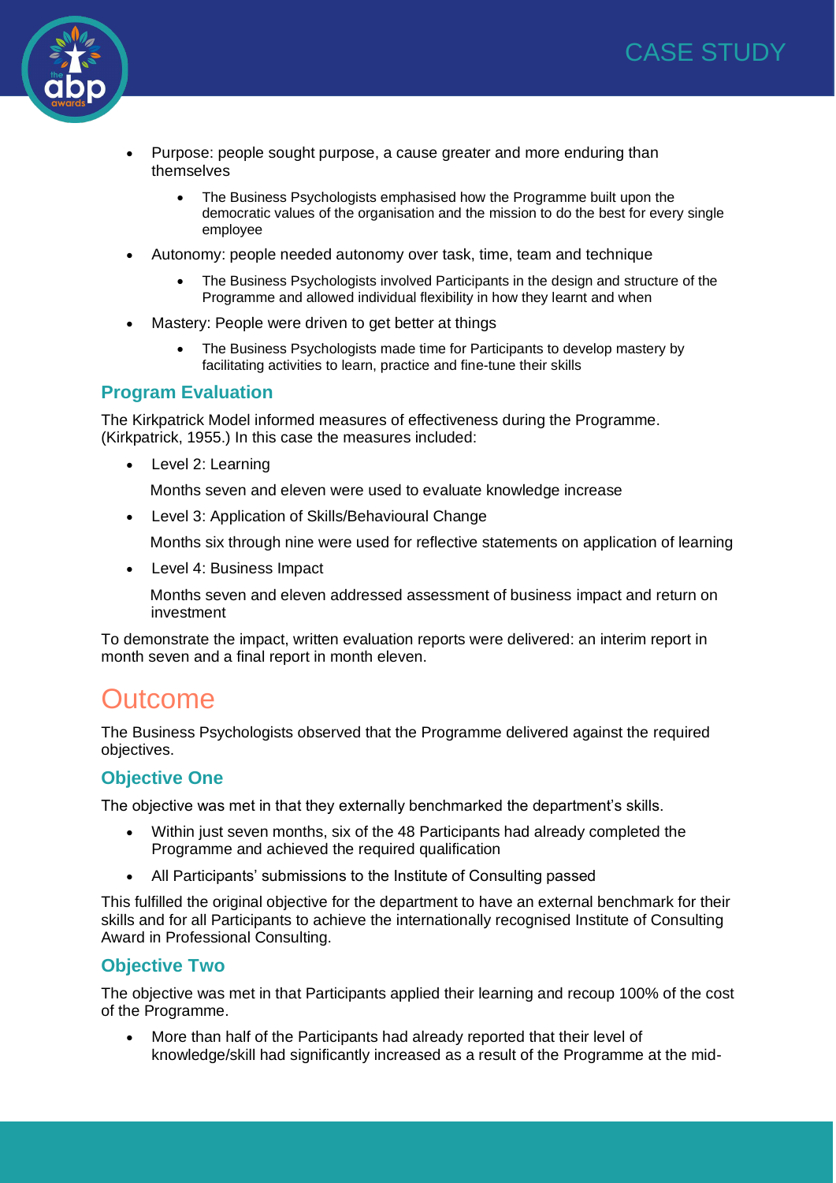- Purpose: people sought purpose, a cause greater and more enduring than themselves
    - The Business Psychologists emphasised how the Programme built upon the democratic values of the organisation and the mission to do the best for every single employee
- Autonomy: people needed autonomy over task, time, team and technique
    - The Business Psychologists involved Participants in the design and structure of the Programme and allowed individual flexibility in how they learnt and when
- Mastery: People were driven to get better at things
    - The Business Psychologists made time for Participants to develop mastery by facilitating activities to learn, practice and fine-tune their skills

### Program Evaluation

The Kirkpatrick Model informed measures of effectiveness during the Programme. (Kirkpatrick, 1955.) In this case the measures included:

- Level 2: Learning

  Months seven and eleven were used to evaluate knowledge increase

- Level 3: Application of Skills/Behavioural Change

  Months six through nine were used for reflective statements on application of learning

- Level 4: Business Impact

  Months seven and eleven addressed assessment of business impact and return on investment

To demonstrate the impact, written evaluation reports were delivered: an interim report in month seven and a final report in month eleven.

## Outcome

The Business Psychologists observed that the Programme delivered against the required objectives.

### Objective One

The objective was met in that they externally benchmarked the department's skills.

- Within just seven months, six of the 48 Participants had already completed the Programme and achieved the required qualification
- All Participants' submissions to the Institute of Consulting passed

This fulfilled the original objective for the department to have an external benchmark for their skills and for all Participants to achieve the internationally recognised Institute of Consulting Award in Professional Consulting.

### Objective Two

The objective was met in that Participants applied their learning and recoup 100% of the cost of the Programme.

- More than half of the Participants had already reported that their level of knowledge/skill had significantly increased as a result of the Programme at the mid-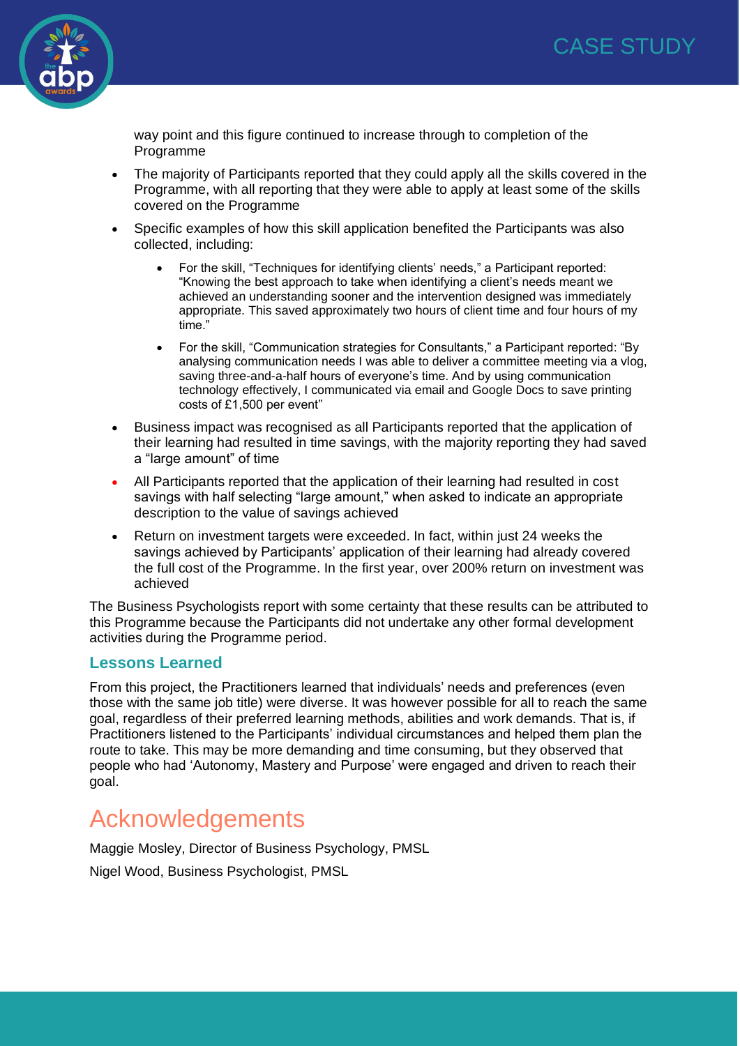way point and this figure continued to increase through to completion of the Programme

- The majority of Participants reported that they could apply all the skills covered in the Programme, with all reporting that they were able to apply at least some of the skills covered on the Programme
- Specific examples of how this skill application benefited the Participants was also collected, including:
  - For the skill, "Techniques for identifying clients' needs," a Participant reported: "Knowing the best approach to take when identifying a client's needs meant we achieved an understanding sooner and the intervention designed was immediately appropriate. This saved approximately two hours of client time and four hours of my time."
  - For the skill, "Communication strategies for Consultants," a Participant reported: "By analysing communication needs I was able to deliver a committee meeting via a vlog, saving three-and-a-half hours of everyone's time. And by using communication technology effectively, I communicated via email and Google Docs to save printing costs of £1,500 per event"
- Business impact was recognised as all Participants reported that the application of their learning had resulted in time savings, with the majority reporting they had saved a "large amount" of time
- All Participants reported that the application of their learning had resulted in cost savings with half selecting "large amount," when asked to indicate an appropriate description to the value of savings achieved
- Return on investment targets were exceeded. In fact, within just 24 weeks the savings achieved by Participants' application of their learning had already covered the full cost of the Programme. In the first year, over 200% return on investment was achieved

The Business Psychologists report with some certainty that these results can be attributed to this Programme because the Participants did not undertake any other formal development activities during the Programme period.

### Lessons Learned

From this project, the Practitioners learned that individuals' needs and preferences (even those with the same job title) were diverse. It was however possible for all to reach the same goal, regardless of their preferred learning methods, abilities and work demands. That is, if Practitioners listened to the Participants' individual circumstances and helped them plan the route to take. This may be more demanding and time consuming, but they observed that people who had 'Autonomy, Mastery and Purpose' were engaged and driven to reach their goal.

## Acknowledgements

Maggie Mosley, Director of Business Psychology, PMSL

Nigel Wood, Business Psychologist, PMSL